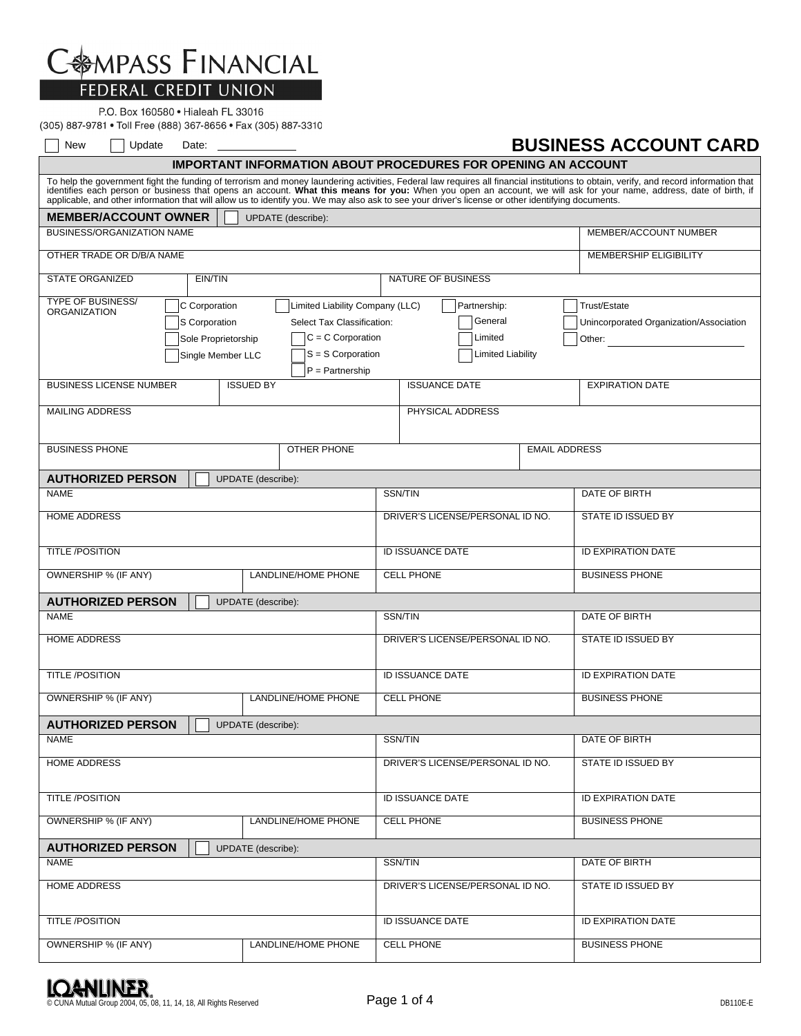# COMPASS FINANCIAL
## FEDERAL CREDIT UNION

P.O. Box 160580 • Hialeah FL 33016
(305) 887-9781 • Toll Free (888) 367-8656 • Fax (305) 887-3310

☐ New ☐ Update Date: ____________

# BUSINESS ACCOUNT CARD

**IMPORTANT INFORMATION ABOUT PROCEDURES FOR OPENING AN ACCOUNT**

To help the government fight the funding of terrorism and money laundering activities, Federal law requires all financial institutions to obtain, verify, and record information that identifies each person or business that opens an account. **What this means for you:** When you open an account, we will ask for your name, address, date of birth, if applicable, and other information that will allow us to identify you. We may also ask to see your driver's license or other identifying documents.

## MEMBER/ACCOUNT OWNER ☐ UPDATE (describe):

| | | | |
|---|---|---|---|
| BUSINESS/ORGANIZATION NAME | | | MEMBER/ACCOUNT NUMBER |
| OTHER TRADE OR D/B/A NAME | | | MEMBERSHIP ELIGIBILITY |
| STATE ORGANIZED | EIN/TIN | NATURE OF BUSINESS | |

TYPE OF BUSINESS/ ORGANIZATION

- ☐ C Corporation
- ☐ S Corporation
- ☐ Sole Proprietorship
- ☐ Single Member LLC
- ☐ Limited Liability Company (LLC)
  - Select Tax Classification:
  - ☐ C = C Corporation
  - ☐ S = S Corporation
  - ☐ P = Partnership
- ☐ Partnership:
  - ☐ General
  - ☐ Limited
  - ☐ Limited Liability
- ☐ Trust/Estate
- ☐ Unincorporated Organization/Association
- ☐ Other: ____________

| | | | |
|---|---|---|---|
| BUSINESS LICENSE NUMBER | ISSUED BY | ISSUANCE DATE | EXPIRATION DATE |
| MAILING ADDRESS | | PHYSICAL ADDRESS | |
| BUSINESS PHONE | OTHER PHONE | EMAIL ADDRESS | |

## AUTHORIZED PERSON ☐ UPDATE (describe):

| | | | |
|---|---|---|---|
| NAME | | SSN/TIN | DATE OF BIRTH |
| HOME ADDRESS | | DRIVER'S LICENSE/PERSONAL ID NO. | STATE ID ISSUED BY |
| TITLE /POSITION | | ID ISSUANCE DATE | ID EXPIRATION DATE |
| OWNERSHIP % (IF ANY) | LANDLINE/HOME PHONE | CELL PHONE | BUSINESS PHONE |

## AUTHORIZED PERSON ☐ UPDATE (describe):

| | | | |
|---|---|---|---|
| NAME | | SSN/TIN | DATE OF BIRTH |
| HOME ADDRESS | | DRIVER'S LICENSE/PERSONAL ID NO. | STATE ID ISSUED BY |
| TITLE /POSITION | | ID ISSUANCE DATE | ID EXPIRATION DATE |
| OWNERSHIP % (IF ANY) | LANDLINE/HOME PHONE | CELL PHONE | BUSINESS PHONE |

## AUTHORIZED PERSON ☐ UPDATE (describe):

| | | | |
|---|---|---|---|
| NAME | | SSN/TIN | DATE OF BIRTH |
| HOME ADDRESS | | DRIVER'S LICENSE/PERSONAL ID NO. | STATE ID ISSUED BY |
| TITLE /POSITION | | ID ISSUANCE DATE | ID EXPIRATION DATE |
| OWNERSHIP % (IF ANY) | LANDLINE/HOME PHONE | CELL PHONE | BUSINESS PHONE |

## AUTHORIZED PERSON ☐ UPDATE (describe):

| | | | |
|---|---|---|---|
| NAME | | SSN/TIN | DATE OF BIRTH |
| HOME ADDRESS | | DRIVER'S LICENSE/PERSONAL ID NO. | STATE ID ISSUED BY |
| TITLE /POSITION | | ID ISSUANCE DATE | ID EXPIRATION DATE |
| OWNERSHIP % (IF ANY) | LANDLINE/HOME PHONE | CELL PHONE | BUSINESS PHONE |

LOANLINER®
© CUNA Mutual Group 2004, 05, 08, 11, 14, 18, All Rights Reserved

DB110E-E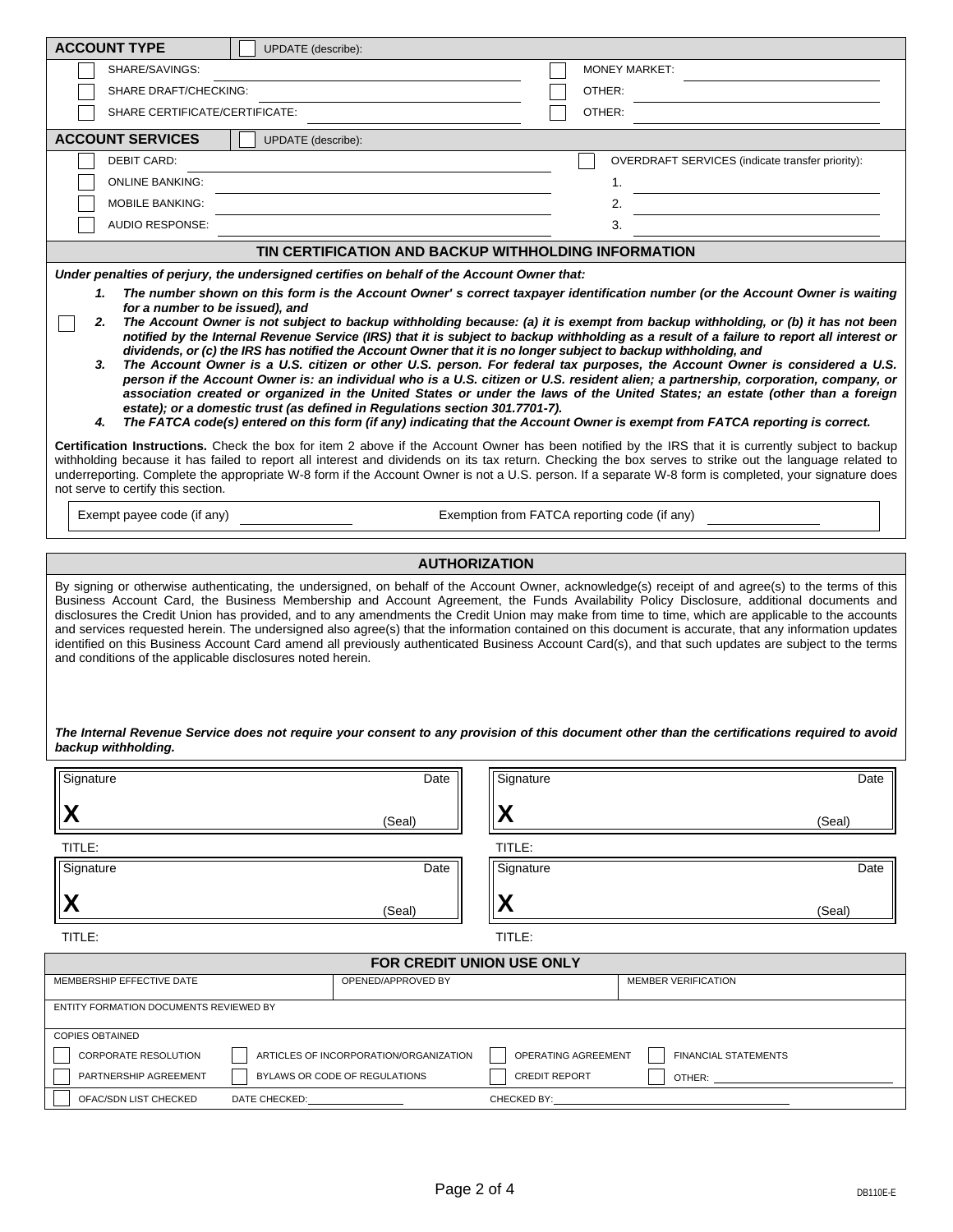## ACCOUNT TYPE

☐ UPDATE (describe):

| | |
|---|---|
| ☐ SHARE/SAVINGS: | ☐ MONEY MARKET: |
| ☐ SHARE DRAFT/CHECKING: | ☐ OTHER: |
| ☐ SHARE CERTIFICATE/CERTIFICATE: | ☐ OTHER: |

## ACCOUNT SERVICES

☐ UPDATE (describe):

| | |
|---|---|
| ☐ DEBIT CARD: | ☐ OVERDRAFT SERVICES (indicate transfer priority): |
| ☐ ONLINE BANKING: | 1. |
| ☐ MOBILE BANKING: | 2. |
| ☐ AUDIO RESPONSE: | 3. |

## TIN CERTIFICATION AND BACKUP WITHHOLDING INFORMATION

***Under penalties of perjury, the undersigned certifies on behalf of the Account Owner that:***

1. ***The number shown on this form is the Account Owner' s correct taxpayer identification number (or the Account Owner is waiting for a number to be issued), and***
2. ☐ ***The Account Owner is not subject to backup withholding because: (a) it is exempt from backup withholding, or (b) it has not been notified by the Internal Revenue Service (IRS) that it is subject to backup withholding as a result of a failure to report all interest or dividends, or (c) the IRS has notified the Account Owner that it is no longer subject to backup withholding, and***
3. ***The Account Owner is a U.S. citizen or other U.S. person. For federal tax purposes, the Account Owner is considered a U.S. person if the Account Owner is: an individual who is a U.S. citizen or U.S. resident alien; a partnership, corporation, company, or association created or organized in the United States or under the laws of the United States; an estate (other than a foreign estate); or a domestic trust (as defined in Regulations section 301.7701-7).***
4. ***The FATCA code(s) entered on this form (if any) indicating that the Account Owner is exempt from FATCA reporting is correct.***

**Certification Instructions.** Check the box for item 2 above if the Account Owner has been notified by the IRS that it is currently subject to backup withholding because it has failed to report all interest and dividends on its tax return. Checking the box serves to strike out the language related to underreporting. Complete the appropriate W-8 form if the Account Owner is not a U.S. person. If a separate W-8 form is completed, your signature does not serve to certify this section.

Exempt payee code (if any) ______________ Exemption from FATCA reporting code (if any) ______________

## AUTHORIZATION

By signing or otherwise authenticating, the undersigned, on behalf of the Account Owner, acknowledge(s) receipt of and agree(s) to the terms of this Business Account Card, the Business Membership and Account Agreement, the Funds Availability Policy Disclosure, additional documents and disclosures the Credit Union has provided, and to any amendments the Credit Union may make from time to time, which are applicable to the accounts and services requested herein. The undersigned also agree(s) that the information contained on this document is accurate, that any information updates identified on this Business Account Card amend all previously authenticated Business Account Card(s), and that such updates are subject to the terms and conditions of the applicable disclosures noted herein.

***The Internal Revenue Service does not require your consent to any provision of this document other than the certifications required to avoid backup withholding.***

| | |
|---|---|
| Signature Date<br>X (Seal)<br>TITLE: | Signature Date<br>X (Seal)<br>TITLE: |
| Signature Date<br>X (Seal)<br>TITLE: | Signature Date<br>X (Seal)<br>TITLE: |

## FOR CREDIT UNION USE ONLY

| MEMBERSHIP EFFECTIVE DATE | OPENED/APPROVED BY | MEMBER VERIFICATION |
|---|---|---|
| ENTITY FORMATION DOCUMENTS REVIEWED BY | | |

COPIES OBTAINED

| | | | |
|---|---|---|---|
| ☐ CORPORATE RESOLUTION | ☐ ARTICLES OF INCORPORATION/ORGANIZATION | ☐ OPERATING AGREEMENT | ☐ FINANCIAL STATEMENTS |
| ☐ PARTNERSHIP AGREEMENT | ☐ BYLAWS OR CODE OF REGULATIONS | ☐ CREDIT REPORT | ☐ OTHER: |

☐ OFAC/SDN LIST CHECKED DATE CHECKED: ______________ CHECKED BY: ______________

DB110E-E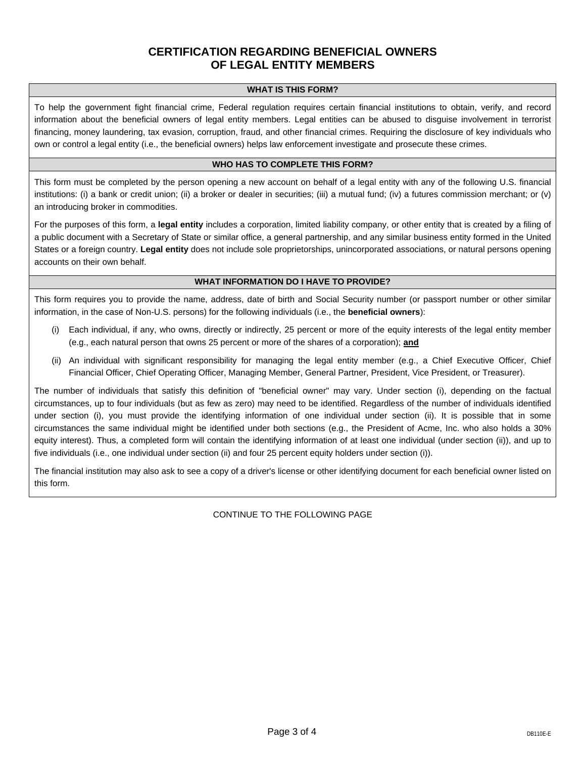# CERTIFICATION REGARDING BENEFICIAL OWNERS OF LEGAL ENTITY MEMBERS

## WHAT IS THIS FORM?

To help the government fight financial crime, Federal regulation requires certain financial institutions to obtain, verify, and record information about the beneficial owners of legal entity members. Legal entities can be abused to disguise involvement in terrorist financing, money laundering, tax evasion, corruption, fraud, and other financial crimes. Requiring the disclosure of key individuals who own or control a legal entity (i.e., the beneficial owners) helps law enforcement investigate and prosecute these crimes.

## WHO HAS TO COMPLETE THIS FORM?

This form must be completed by the person opening a new account on behalf of a legal entity with any of the following U.S. financial institutions: (i) a bank or credit union; (ii) a broker or dealer in securities; (iii) a mutual fund; (iv) a futures commission merchant; or (v) an introducing broker in commodities.

For the purposes of this form, a **legal entity** includes a corporation, limited liability company, or other entity that is created by a filing of a public document with a Secretary of State or similar office, a general partnership, and any similar business entity formed in the United States or a foreign country. **Legal entity** does not include sole proprietorships, unincorporated associations, or natural persons opening accounts on their own behalf.

## WHAT INFORMATION DO I HAVE TO PROVIDE?

This form requires you to provide the name, address, date of birth and Social Security number (or passport number or other similar information, in the case of Non-U.S. persons) for the following individuals (i.e., the **beneficial owners**):

(i) Each individual, if any, who owns, directly or indirectly, 25 percent or more of the equity interests of the legal entity member (e.g., each natural person that owns 25 percent or more of the shares of a corporation); **and**

(ii) An individual with significant responsibility for managing the legal entity member (e.g., a Chief Executive Officer, Chief Financial Officer, Chief Operating Officer, Managing Member, General Partner, President, Vice President, or Treasurer).

The number of individuals that satisfy this definition of "beneficial owner" may vary. Under section (i), depending on the factual circumstances, up to four individuals (but as few as zero) may need to be identified. Regardless of the number of individuals identified under section (i), you must provide the identifying information of one individual under section (ii). It is possible that in some circumstances the same individual might be identified under both sections (e.g., the President of Acme, Inc. who also holds a 30% equity interest). Thus, a completed form will contain the identifying information of at least one individual (under section (ii)), and up to five individuals (i.e., one individual under section (ii) and four 25 percent equity holders under section (i)).

The financial institution may also ask to see a copy of a driver's license or other identifying document for each beneficial owner listed on this form.

CONTINUE TO THE FOLLOWING PAGE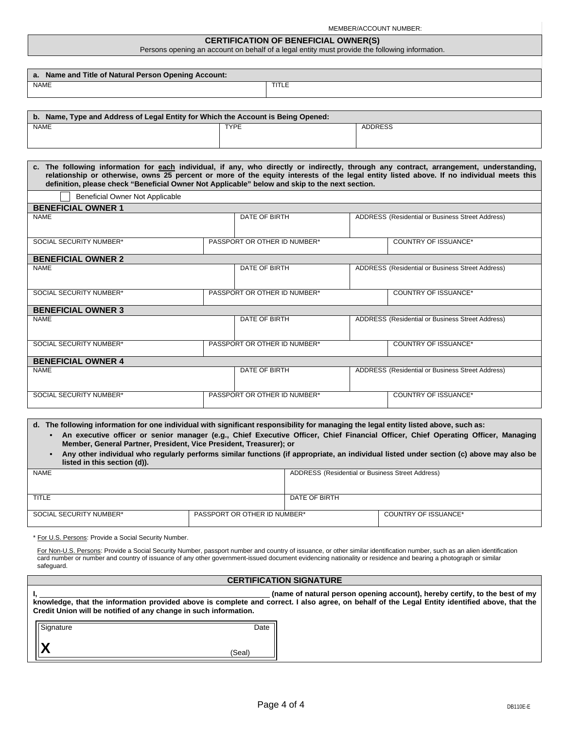MEMBER/ACCOUNT NUMBER:

## CERTIFICATION OF BENEFICIAL OWNER(S)

Persons opening an account on behalf of a legal entity must provide the following information.

**a. Name and Title of Natural Person Opening Account:**

| NAME | TITLE |
|---|---|
| | |

**b. Name, Type and Address of Legal Entity for Which the Account is Being Opened:**

| NAME | TYPE | ADDRESS |
|---|---|---|
| | | |

**c. The following information for each individual, if any, who directly or indirectly, through any contract, arrangement, understanding, relationship or otherwise, owns 25 percent or more of the equity interests of the legal entity listed above. If no individual meets this definition, please check "Beneficial Owner Not Applicable" below and skip to the next section.**

☐ Beneficial Owner Not Applicable

**BENEFICIAL OWNER 1**

| NAME | DATE OF BIRTH | ADDRESS (Residential or Business Street Address) |
|---|---|---|
| SOCIAL SECURITY NUMBER* | PASSPORT OR OTHER ID NUMBER* | COUNTRY OF ISSUANCE* |

**BENEFICIAL OWNER 2**

| NAME | DATE OF BIRTH | ADDRESS (Residential or Business Street Address) |
|---|---|---|
| SOCIAL SECURITY NUMBER* | PASSPORT OR OTHER ID NUMBER* | COUNTRY OF ISSUANCE* |

**BENEFICIAL OWNER 3**

| NAME | DATE OF BIRTH | ADDRESS (Residential or Business Street Address) |
|---|---|---|
| SOCIAL SECURITY NUMBER* | PASSPORT OR OTHER ID NUMBER* | COUNTRY OF ISSUANCE* |

**BENEFICIAL OWNER 4**

| NAME | DATE OF BIRTH | ADDRESS (Residential or Business Street Address) |
|---|---|---|
| SOCIAL SECURITY NUMBER* | PASSPORT OR OTHER ID NUMBER* | COUNTRY OF ISSUANCE* |

**d. The following information for one individual with significant responsibility for managing the legal entity listed above, such as:**

- **An executive officer or senior manager (e.g., Chief Executive Officer, Chief Financial Officer, Chief Operating Officer, Managing Member, General Partner, President, Vice President, Treasurer); or**
- **Any other individual who regularly performs similar functions (if appropriate, an individual listed under section (c) above may also be listed in this section (d)).**

| NAME | ADDRESS (Residential or Business Street Address) | |
|---|---|---|
| TITLE | DATE OF BIRTH | |
| SOCIAL SECURITY NUMBER* | PASSPORT OR OTHER ID NUMBER* | COUNTRY OF ISSUANCE* |

* For U.S. Persons: Provide a Social Security Number.

For Non-U.S. Persons: Provide a Social Security Number, passport number and country of issuance, or other similar identification number, such as an alien identification card number or number and country of issuance of any other government-issued document evidencing nationality or residence and bearing a photograph or similar safeguard.

## CERTIFICATION SIGNATURE

**I, ______________________________ (name of natural person opening account), hereby certify, to the best of my knowledge, that the information provided above is complete and correct. I also agree, on behalf of the Legal Entity identified above, that the Credit Union will be notified of any change in such information.**

Signature Date

X (Seal)

DB110E-E